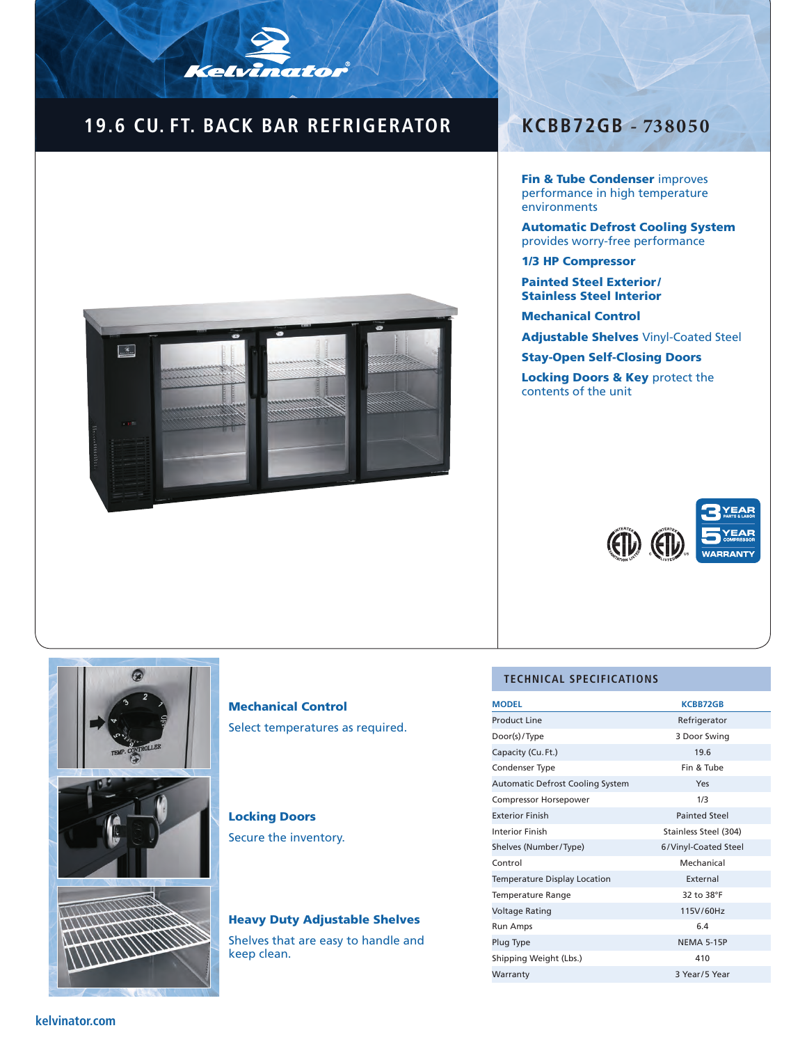# 19.6 CU. FT. BACK BAR REFRIGERATOR

## KCBB72GB - 738050

**Fin & Tube Condenser** improves performance in high temperature environments

**Automatic Defrost Cooling System** provides worry-free performance

**1/3 HP Compressor**

**Painted Steel Exterior/ Stainless Steel Interior**

**Mechanical Control**

**Adjustable Shelves** Vinyl-Coated Steel

**Stay-Open Self-Closing Doors**

**Locking Doors & Key** protect the contents of the unit

3 YEAR PARTS & LABOR
5 YEAR COMPRESSOR
WARRANTY

### Mechanical Control

Select temperatures as required.

### Locking Doors

Secure the inventory.

### Heavy Duty Adjustable Shelves

Shelves that are easy to handle and keep clean.

## TECHNICAL SPECIFICATIONS

| MODEL | KCBB72GB |
|---|---|
| Product Line | Refrigerator |
| Door(s)/Type | 3 Door Swing |
| Capacity (Cu. Ft.) | 19.6 |
| Condenser Type | Fin & Tube |
| Automatic Defrost Cooling System | Yes |
| Compressor Horsepower | 1/3 |
| Exterior Finish | Painted Steel |
| Interior Finish | Stainless Steel (304) |
| Shelves (Number/Type) | 6/Vinyl-Coated Steel |
| Control | Mechanical |
| Temperature Display Location | External |
| Temperature Range | 32 to 38°F |
| Voltage Rating | 115V/60Hz |
| Run Amps | 6.4 |
| Plug Type | NEMA 5-15P |
| Shipping Weight (Lbs.) | 410 |
| Warranty | 3 Year/5 Year |

kelvinator.com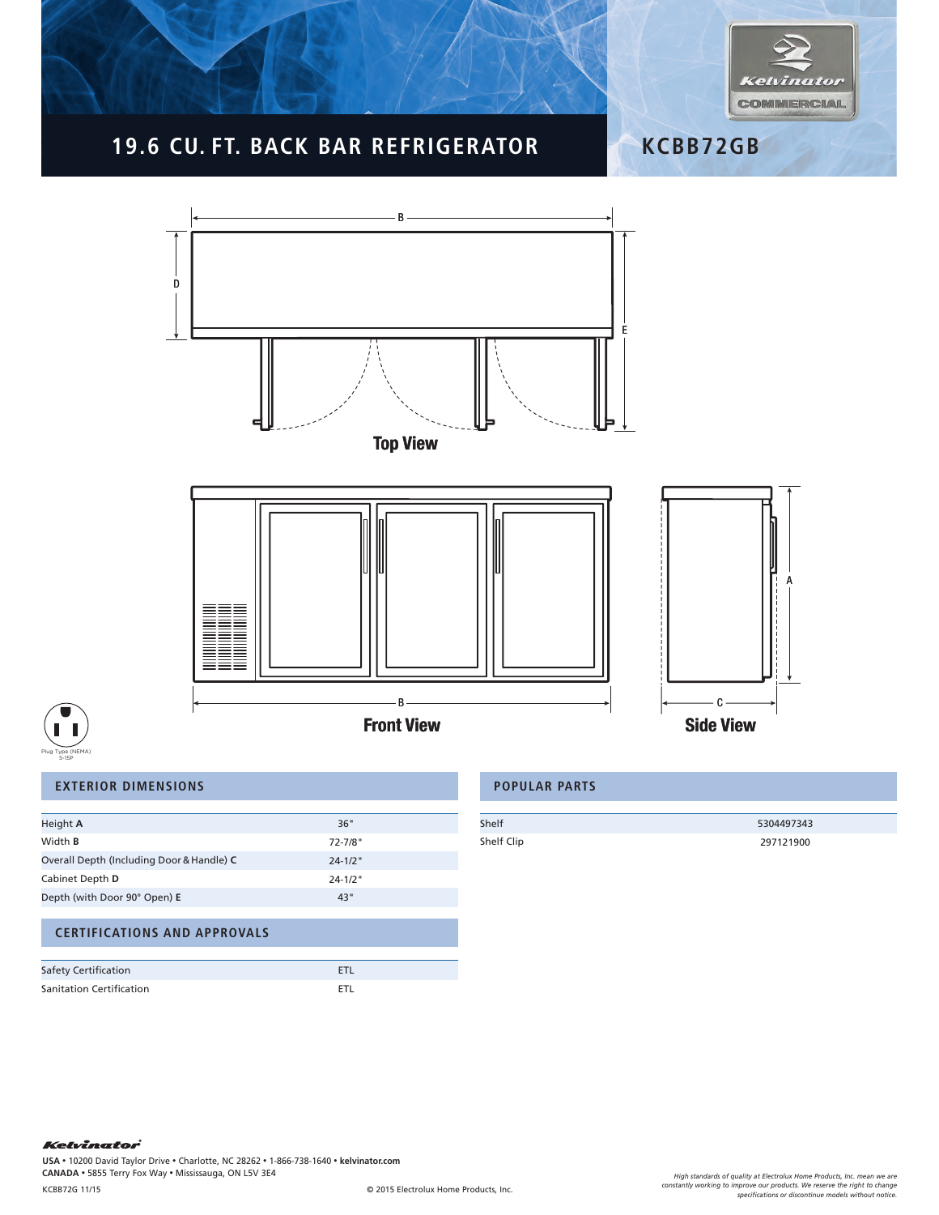# 19.6 CU. FT. BACK BAR REFRIGERATOR

## KCBB72GB

Top View

Front View

Side View

Plug Type (NEMA) 5-15P

## EXTERIOR DIMENSIONS

| | |
|---|---|
| Height **A** | 36" |
| Width **B** | 72-7/8" |
| Overall Depth (Including Door & Handle) **C** | 24-1/2" |
| Cabinet Depth **D** | 24-1/2" |
| Depth (with Door 90° Open) **E** | 43" |

## CERTIFICATIONS AND APPROVALS

| | |
|---|---|
| Safety Certification | ETL |
| Sanitation Certification | ETL |

## POPULAR PARTS

| | |
|---|---|
| Shelf | 5304497343 |
| Shelf Clip | 297121900 |

**USA** • 10200 David Taylor Drive • Charlotte, NC 28262 • 1-866-738-1640 • **kelvinator.com**
**CANADA** • 5855 Terry Fox Way • Mississauga, ON L5V 3E4

KCBB72G 11/15

© 2015 Electrolux Home Products, Inc.

*High standards of quality at Electrolux Home Products, Inc. mean we are constantly working to improve our products. We reserve the right to change specifications or discontinue models without notice.*